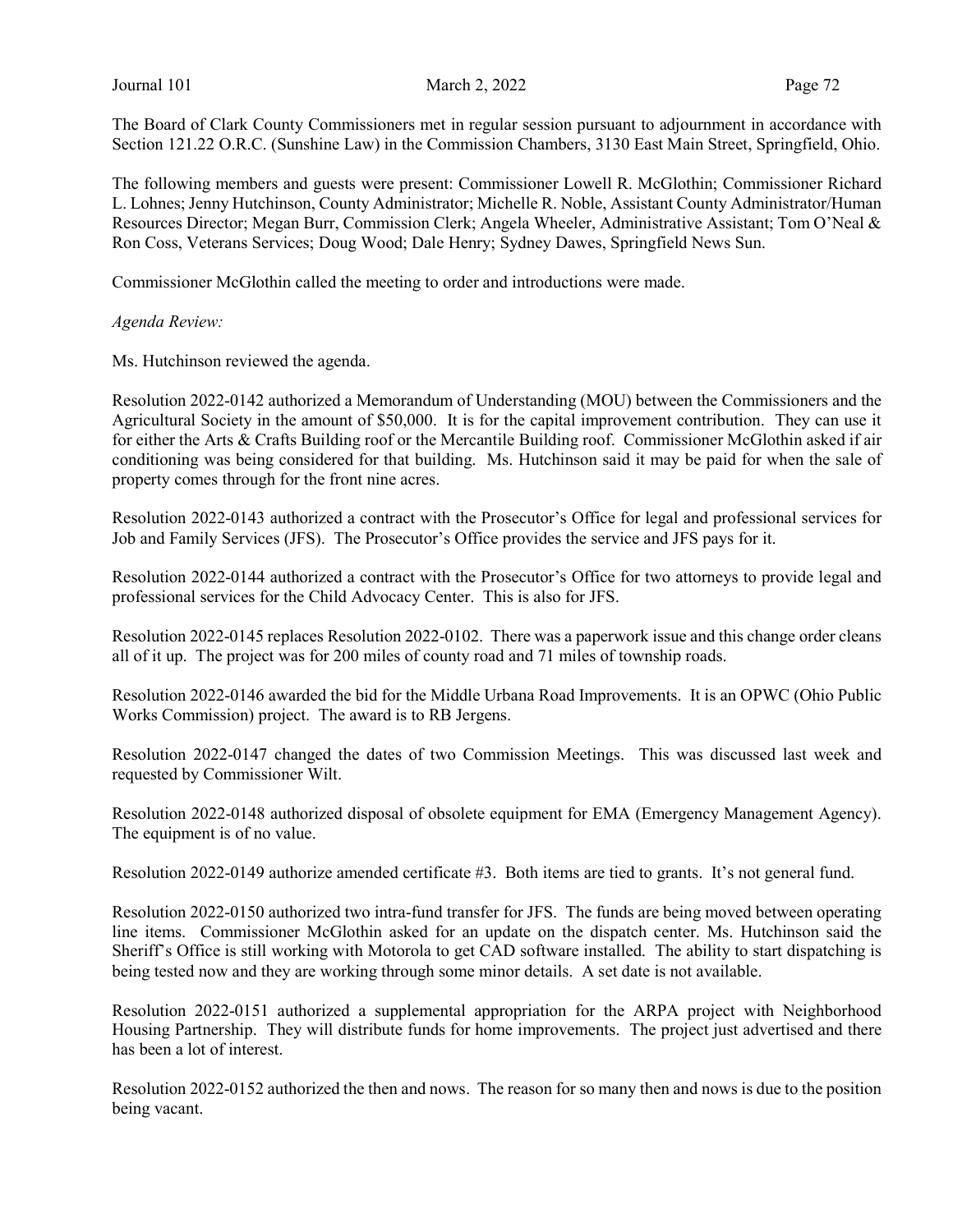The Board of Clark County Commissioners met in regular session pursuant to adjournment in accordance with Section 121.22 O.R.C. (Sunshine Law) in the Commission Chambers, 3130 East Main Street, Springfield, Ohio.

The following members and guests were present: Commissioner Lowell R. McGlothin; Commissioner Richard L. Lohnes; Jenny Hutchinson, County Administrator; Michelle R. Noble, Assistant County Administrator/Human Resources Director; Megan Burr, Commission Clerk; Angela Wheeler, Administrative Assistant; Tom O'Neal & Ron Coss, Veterans Services; Doug Wood; Dale Henry; Sydney Dawes, Springfield News Sun.

Commissioner McGlothin called the meeting to order and introductions were made.

*Agenda Review:*

Ms. Hutchinson reviewed the agenda.

Resolution 2022-0142 authorized a Memorandum of Understanding (MOU) between the Commissioners and the Agricultural Society in the amount of $50,000. It is for the capital improvement contribution. They can use it for either the Arts & Crafts Building roof or the Mercantile Building roof. Commissioner McGlothin asked if air conditioning was being considered for that building. Ms. Hutchinson said it may be paid for when the sale of property comes through for the front nine acres.

Resolution 2022-0143 authorized a contract with the Prosecutor's Office for legal and professional services for Job and Family Services (JFS). The Prosecutor's Office provides the service and JFS pays for it.

Resolution 2022-0144 authorized a contract with the Prosecutor's Office for two attorneys to provide legal and professional services for the Child Advocacy Center. This is also for JFS.

Resolution 2022-0145 replaces Resolution 2022-0102. There was a paperwork issue and this change order cleans all of it up. The project was for 200 miles of county road and 71 miles of township roads.

Resolution 2022-0146 awarded the bid for the Middle Urbana Road Improvements. It is an OPWC (Ohio Public Works Commission) project. The award is to RB Jergens.

Resolution 2022-0147 changed the dates of two Commission Meetings. This was discussed last week and requested by Commissioner Wilt.

Resolution 2022-0148 authorized disposal of obsolete equipment for EMA (Emergency Management Agency). The equipment is of no value.

Resolution 2022-0149 authorize amended certificate #3. Both items are tied to grants. It's not general fund.

Resolution 2022-0150 authorized two intra-fund transfer for JFS. The funds are being moved between operating line items. Commissioner McGlothin asked for an update on the dispatch center. Ms. Hutchinson said the Sheriff's Office is still working with Motorola to get CAD software installed. The ability to start dispatching is being tested now and they are working through some minor details. A set date is not available.

Resolution 2022-0151 authorized a supplemental appropriation for the ARPA project with Neighborhood Housing Partnership. They will distribute funds for home improvements. The project just advertised and there has been a lot of interest.

Resolution 2022-0152 authorized the then and nows. The reason for so many then and nows is due to the position being vacant.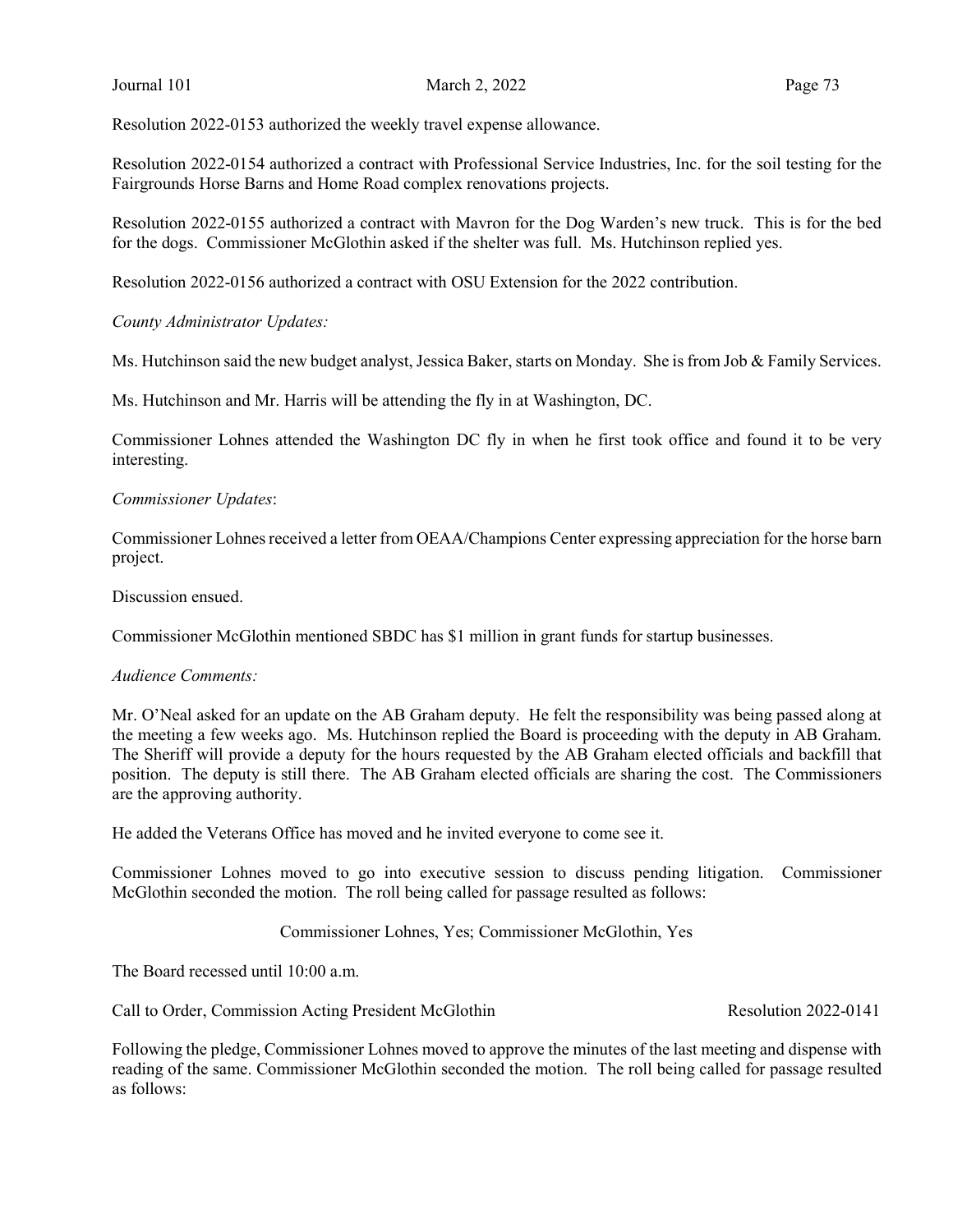Resolution 2022-0153 authorized the weekly travel expense allowance.

Resolution 2022-0154 authorized a contract with Professional Service Industries, Inc. for the soil testing for the Fairgrounds Horse Barns and Home Road complex renovations projects.

Resolution 2022-0155 authorized a contract with Mavron for the Dog Warden's new truck. This is for the bed for the dogs. Commissioner McGlothin asked if the shelter was full. Ms. Hutchinson replied yes.

Resolution 2022-0156 authorized a contract with OSU Extension for the 2022 contribution.

*County Administrator Updates:*

Ms. Hutchinson said the new budget analyst, Jessica Baker, starts on Monday. She is from Job & Family Services.

Ms. Hutchinson and Mr. Harris will be attending the fly in at Washington, DC.

Commissioner Lohnes attended the Washington DC fly in when he first took office and found it to be very interesting.

*Commissioner Updates*:

Commissioner Lohnes received a letter from OEAA/Champions Center expressing appreciation for the horse barn project.

Discussion ensued.

Commissioner McGlothin mentioned SBDC has $1 million in grant funds for startup businesses.

*Audience Comments:*

Mr. O'Neal asked for an update on the AB Graham deputy. He felt the responsibility was being passed along at the meeting a few weeks ago. Ms. Hutchinson replied the Board is proceeding with the deputy in AB Graham. The Sheriff will provide a deputy for the hours requested by the AB Graham elected officials and backfill that position. The deputy is still there. The AB Graham elected officials are sharing the cost. The Commissioners are the approving authority.

He added the Veterans Office has moved and he invited everyone to come see it.

Commissioner Lohnes moved to go into executive session to discuss pending litigation. Commissioner McGlothin seconded the motion. The roll being called for passage resulted as follows:

Commissioner Lohnes, Yes; Commissioner McGlothin, Yes

The Board recessed until 10:00 a.m.

Call to Order, Commission Acting President McGlothin Resolution 2022-0141

Following the pledge, Commissioner Lohnes moved to approve the minutes of the last meeting and dispense with reading of the same. Commissioner McGlothin seconded the motion. The roll being called for passage resulted as follows: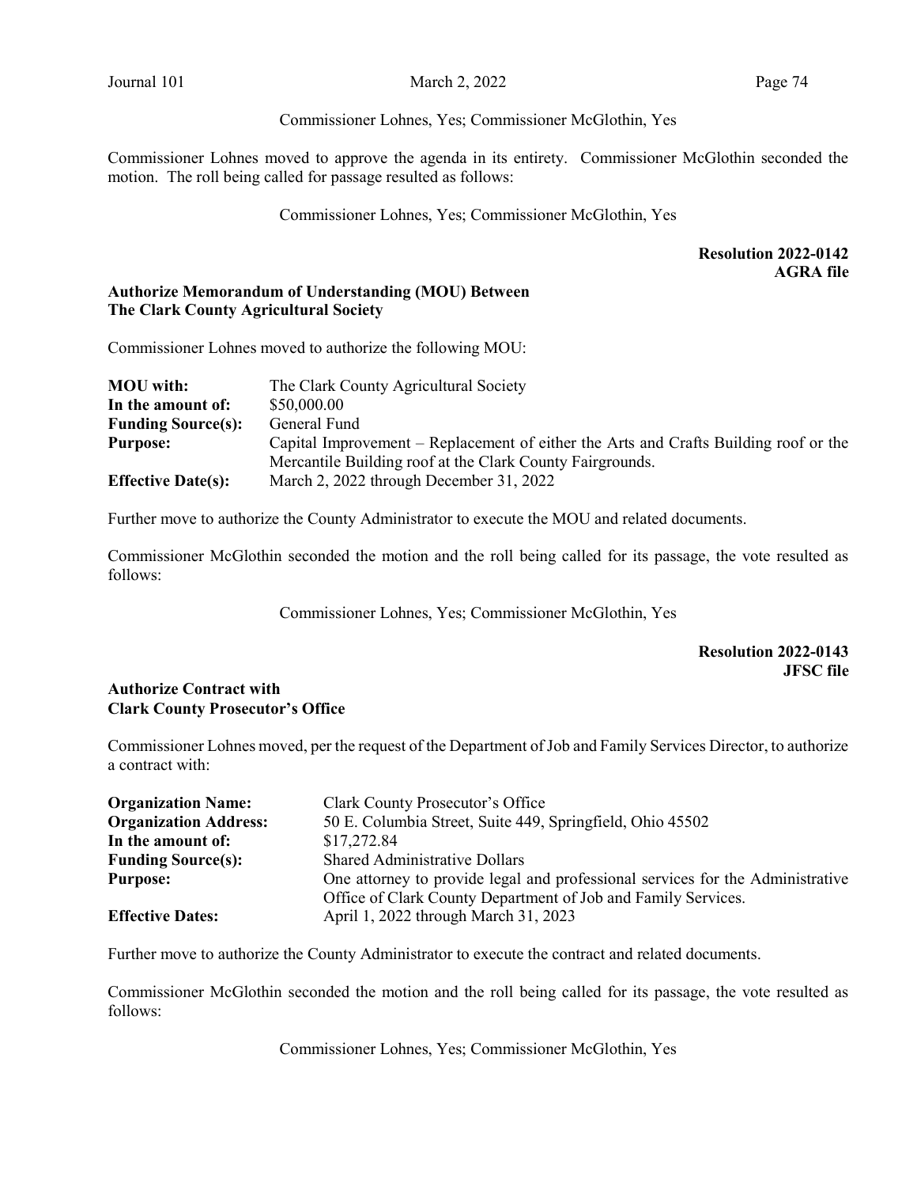Commissioner Lohnes, Yes; Commissioner McGlothin, Yes

Commissioner Lohnes moved to approve the agenda in its entirety. Commissioner McGlothin seconded the motion. The roll being called for passage resulted as follows:

Commissioner Lohnes, Yes; Commissioner McGlothin, Yes

**Resolution 2022-0142**
**AGRA file**

**Authorize Memorandum of Understanding (MOU) Between The Clark County Agricultural Society**

Commissioner Lohnes moved to authorize the following MOU:

| | |
|---|---|
| **MOU with:** | The Clark County Agricultural Society |
| **In the amount of:** | \$50,000.00 |
| **Funding Source(s):** | General Fund |
| **Purpose:** | Capital Improvement – Replacement of either the Arts and Crafts Building roof or the Mercantile Building roof at the Clark County Fairgrounds. |
| **Effective Date(s):** | March 2, 2022 through December 31, 2022 |

Further move to authorize the County Administrator to execute the MOU and related documents.

Commissioner McGlothin seconded the motion and the roll being called for its passage, the vote resulted as follows:

Commissioner Lohnes, Yes; Commissioner McGlothin, Yes

**Resolution 2022-0143**
**JFSC file**

**Authorize Contract with Clark County Prosecutor's Office**

Commissioner Lohnes moved, per the request of the Department of Job and Family Services Director, to authorize a contract with:

| | |
|---|---|
| **Organization Name:** | Clark County Prosecutor's Office |
| **Organization Address:** | 50 E. Columbia Street, Suite 449, Springfield, Ohio 45502 |
| **In the amount of:** | \$17,272.84 |
| **Funding Source(s):** | Shared Administrative Dollars |
| **Purpose:** | One attorney to provide legal and professional services for the Administrative Office of Clark County Department of Job and Family Services. |
| **Effective Dates:** | April 1, 2022 through March 31, 2023 |

Further move to authorize the County Administrator to execute the contract and related documents.

Commissioner McGlothin seconded the motion and the roll being called for its passage, the vote resulted as follows:

Commissioner Lohnes, Yes; Commissioner McGlothin, Yes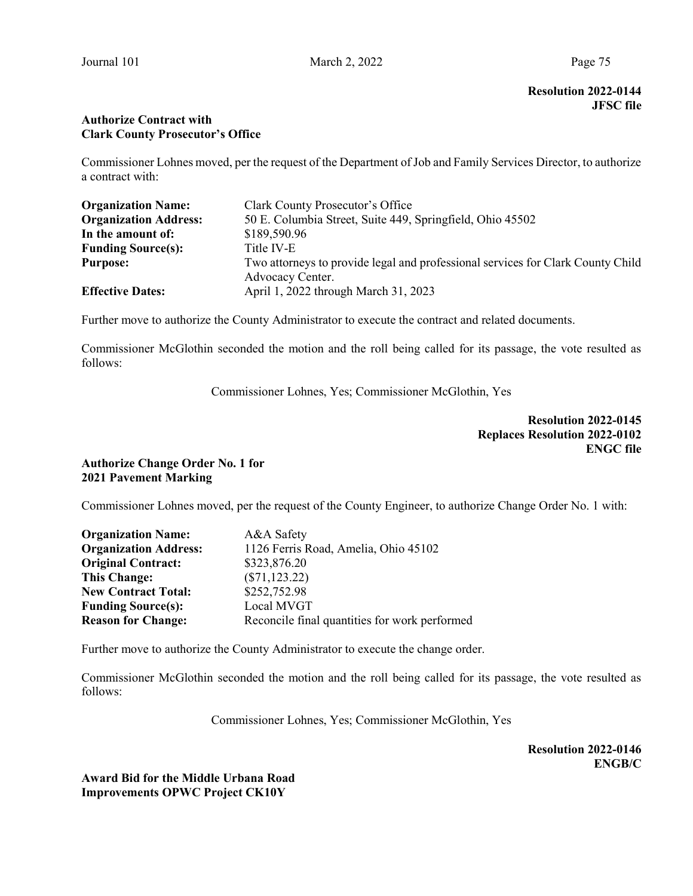**Resolution 2022-0144**
**JFSC file**

**Authorize Contract with**
**Clark County Prosecutor's Office**

Commissioner Lohnes moved, per the request of the Department of Job and Family Services Director, to authorize a contract with:

| | |
|---|---|
| **Organization Name:** | Clark County Prosecutor's Office |
| **Organization Address:** | 50 E. Columbia Street, Suite 449, Springfield, Ohio 45502 |
| **In the amount of:** | $189,590.96 |
| **Funding Source(s):** | Title IV-E |
| **Purpose:** | Two attorneys to provide legal and professional services for Clark County Child Advocacy Center. |
| **Effective Dates:** | April 1, 2022 through March 31, 2023 |

Further move to authorize the County Administrator to execute the contract and related documents.

Commissioner McGlothin seconded the motion and the roll being called for its passage, the vote resulted as follows:

Commissioner Lohnes, Yes; Commissioner McGlothin, Yes

**Resolution 2022-0145**
**Replaces Resolution 2022-0102**
**ENGC file**

**Authorize Change Order No. 1 for**
**2021 Pavement Marking**

Commissioner Lohnes moved, per the request of the County Engineer, to authorize Change Order No. 1 with:

| | |
|---|---|
| **Organization Name:** | A&A Safety |
| **Organization Address:** | 1126 Ferris Road, Amelia, Ohio 45102 |
| **Original Contract:** | $323,876.20 |
| **This Change:** | ($71,123.22) |
| **New Contract Total:** | $252,752.98 |
| **Funding Source(s):** | Local MVGT |
| **Reason for Change:** | Reconcile final quantities for work performed |

Further move to authorize the County Administrator to execute the change order.

Commissioner McGlothin seconded the motion and the roll being called for its passage, the vote resulted as follows:

Commissioner Lohnes, Yes; Commissioner McGlothin, Yes

**Resolution 2022-0146**
**ENGB/C**

**Award Bid for the Middle Urbana Road**
**Improvements OPWC Project CK10Y**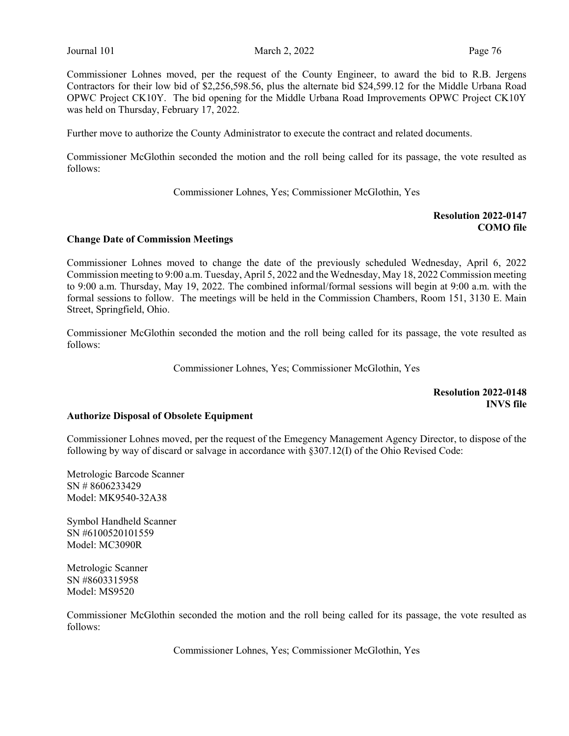Commissioner Lohnes moved, per the request of the County Engineer, to award the bid to R.B. Jergens Contractors for their low bid of $2,256,598.56, plus the alternate bid $24,599.12 for the Middle Urbana Road OPWC Project CK10Y. The bid opening for the Middle Urbana Road Improvements OPWC Project CK10Y was held on Thursday, February 17, 2022.

Further move to authorize the County Administrator to execute the contract and related documents.

Commissioner McGlothin seconded the motion and the roll being called for its passage, the vote resulted as follows:

Commissioner Lohnes, Yes; Commissioner McGlothin, Yes

**Resolution 2022-0147**
**COMO file**

**Change Date of Commission Meetings**

Commissioner Lohnes moved to change the date of the previously scheduled Wednesday, April 6, 2022 Commission meeting to 9:00 a.m. Tuesday, April 5, 2022 and the Wednesday, May 18, 2022 Commission meeting to 9:00 a.m. Thursday, May 19, 2022. The combined informal/formal sessions will begin at 9:00 a.m. with the formal sessions to follow. The meetings will be held in the Commission Chambers, Room 151, 3130 E. Main Street, Springfield, Ohio.

Commissioner McGlothin seconded the motion and the roll being called for its passage, the vote resulted as follows:

Commissioner Lohnes, Yes; Commissioner McGlothin, Yes

**Resolution 2022-0148**
**INVS file**

**Authorize Disposal of Obsolete Equipment**

Commissioner Lohnes moved, per the request of the Emegency Management Agency Director, to dispose of the following by way of discard or salvage in accordance with §307.12(I) of the Ohio Revised Code:

Metrologic Barcode Scanner
SN # 8606233429
Model: MK9540-32A38

Symbol Handheld Scanner
SN #6100520101559
Model: MC3090R

Metrologic Scanner
SN #8603315958
Model: MS9520

Commissioner McGlothin seconded the motion and the roll being called for its passage, the vote resulted as follows:

Commissioner Lohnes, Yes; Commissioner McGlothin, Yes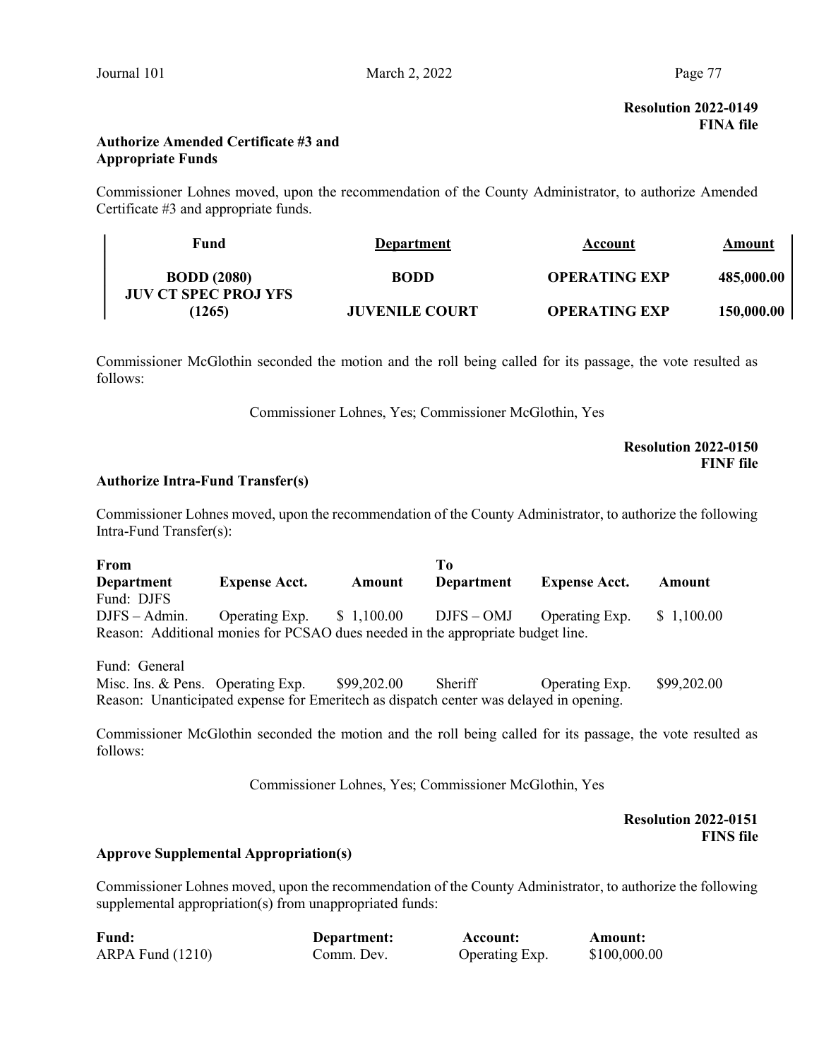**Resolution 2022-0149**
**FINA file**

**Authorize Amended Certificate #3 and Appropriate Funds**

Commissioner Lohnes moved, upon the recommendation of the County Administrator, to authorize Amended Certificate #3 and appropriate funds.

| Fund | Department | Account | Amount |
|---|---|---|---|
| **BODD (2080)** | **BODD** | **OPERATING EXP** | **485,000.00** |
| **JUV CT SPEC PROJ YFS (1265)** | **JUVENILE COURT** | **OPERATING EXP** | **150,000.00** |

Commissioner McGlothin seconded the motion and the roll being called for its passage, the vote resulted as follows:

Commissioner Lohnes, Yes; Commissioner McGlothin, Yes

**Resolution 2022-0150**
**FINF file**

**Authorize Intra-Fund Transfer(s)**

Commissioner Lohnes moved, upon the recommendation of the County Administrator, to authorize the following Intra-Fund Transfer(s):

| From Department | Expense Acct. | Amount | To Department | Expense Acct. | Amount |
|---|---|---|---|---|---|
| Fund: DJFS | | | | | |
| DJFS – Admin. | Operating Exp. | $ 1,100.00 | DJFS – OMJ | Operating Exp. | $ 1,100.00 |
| Reason: Additional monies for PCSAO dues needed in the appropriate budget line. | | | | | |
| Fund: General | | | | | |
| Misc. Ins. & Pens. | Operating Exp. | $99,202.00 | Sheriff | Operating Exp. | $99,202.00 |
| Reason: Unanticipated expense for Emeritech as dispatch center was delayed in opening. | | | | | |

Commissioner McGlothin seconded the motion and the roll being called for its passage, the vote resulted as follows:

Commissioner Lohnes, Yes; Commissioner McGlothin, Yes

**Resolution 2022-0151**
**FINS file**

**Approve Supplemental Appropriation(s)**

Commissioner Lohnes moved, upon the recommendation of the County Administrator, to authorize the following supplemental appropriation(s) from unappropriated funds:

| Fund: | Department: | Account: | Amount: |
|---|---|---|---|
| ARPA Fund (1210) | Comm. Dev. | Operating Exp. | $100,000.00 |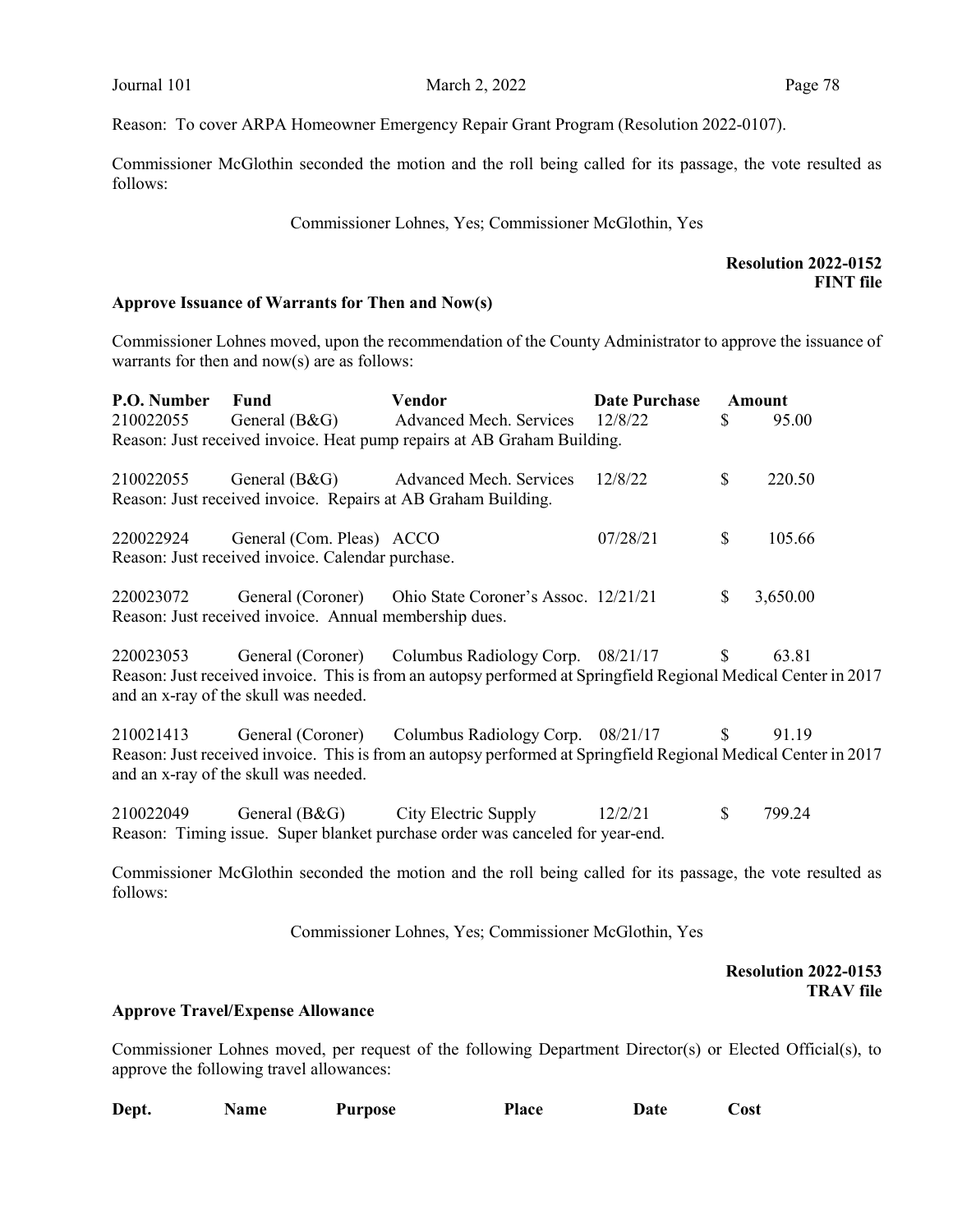Reason: To cover ARPA Homeowner Emergency Repair Grant Program (Resolution 2022-0107).

Commissioner McGlothin seconded the motion and the roll being called for its passage, the vote resulted as follows:

Commissioner Lohnes, Yes; Commissioner McGlothin, Yes

**Resolution 2022-0152**
**FINT file**

**Approve Issuance of Warrants for Then and Now(s)**

Commissioner Lohnes moved, upon the recommendation of the County Administrator to approve the issuance of warrants for then and now(s) are as follows:

| P.O. Number | Fund | Vendor | Date Purchase | Amount |
|---|---|---|---|---|
| 210022055 | General (B&G) | Advanced Mech. Services | 12/8/22 | $ 95.00 |
| Reason: Just received invoice. Heat pump repairs at AB Graham Building. | | | | |
| 210022055 | General (B&G) | Advanced Mech. Services | 12/8/22 | $ 220.50 |
| Reason: Just received invoice. Repairs at AB Graham Building. | | | | |
| 220022924 | General (Com. Pleas) | ACCO | 07/28/21 | $ 105.66 |
| Reason: Just received invoice. Calendar purchase. | | | | |
| 220023072 | General (Coroner) | Ohio State Coroner's Assoc. | 12/21/21 | $ 3,650.00 |
| Reason: Just received invoice. Annual membership dues. | | | | |
| 220023053 | General (Coroner) | Columbus Radiology Corp. | 08/21/17 | $ 63.81 |
| Reason: Just received invoice. This is from an autopsy performed at Springfield Regional Medical Center in 2017 and an x-ray of the skull was needed. | | | | |
| 210021413 | General (Coroner) | Columbus Radiology Corp. | 08/21/17 | $ 91.19 |
| Reason: Just received invoice. This is from an autopsy performed at Springfield Regional Medical Center in 2017 and an x-ray of the skull was needed. | | | | |
| 210022049 | General (B&G) | City Electric Supply | 12/2/21 | $ 799.24 |
| Reason: Timing issue. Super blanket purchase order was canceled for year-end. | | | | |

Commissioner McGlothin seconded the motion and the roll being called for its passage, the vote resulted as follows:

Commissioner Lohnes, Yes; Commissioner McGlothin, Yes

**Resolution 2022-0153**
**TRAV file**

**Approve Travel/Expense Allowance**

Commissioner Lohnes moved, per request of the following Department Director(s) or Elected Official(s), to approve the following travel allowances:

| Dept. | Name | Purpose | Place | Date | Cost |
|---|---|---|---|---|---|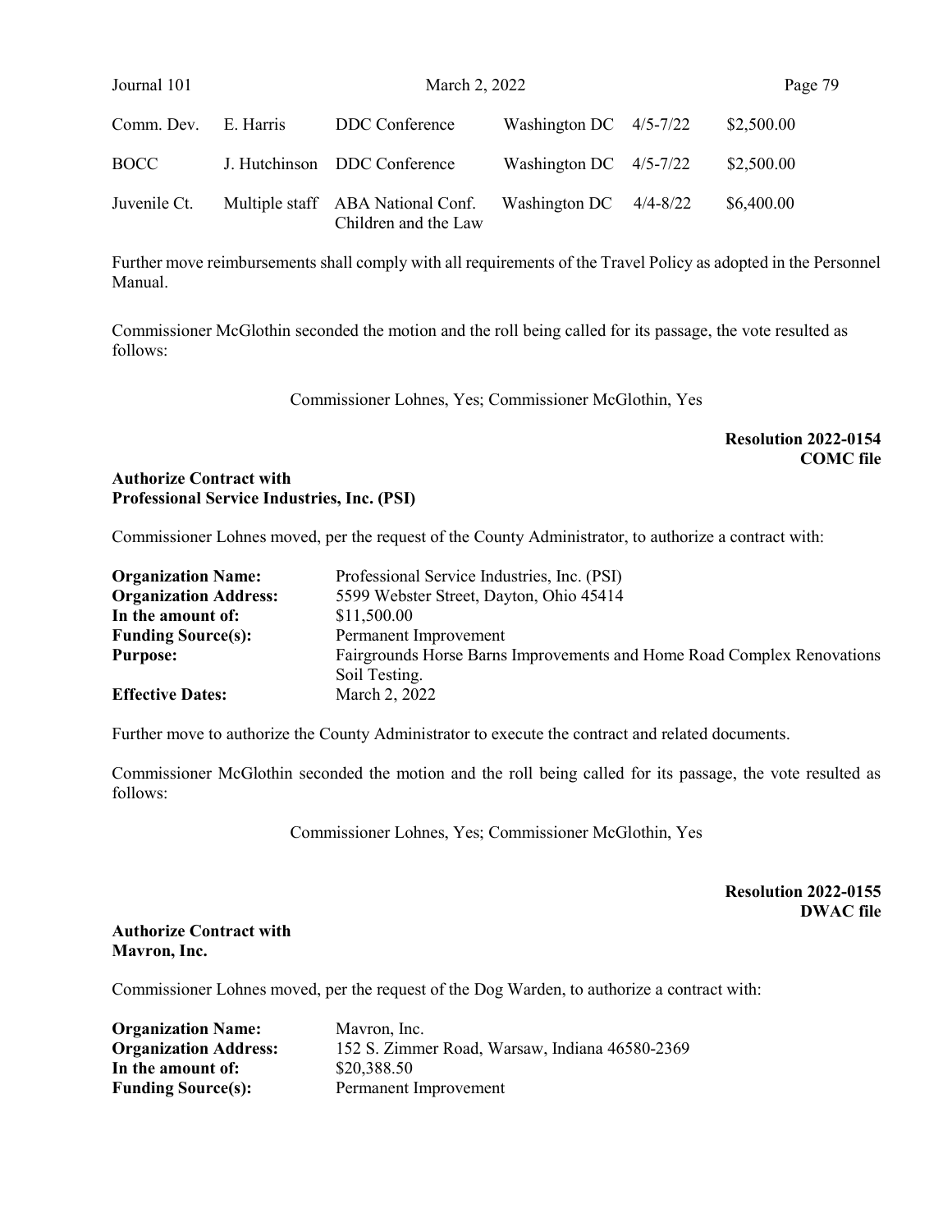| | | | | | |
|---|---|---|---|---|---|
| Comm. Dev. | E. Harris | DDC Conference | Washington DC | 4/5-7/22 | $2,500.00 |
| BOCC | J. Hutchinson | DDC Conference | Washington DC | 4/5-7/22 | $2,500.00 |
| Juvenile Ct. | Multiple staff | ABA National Conf. Children and the Law | Washington DC | 4/4-8/22 | $6,400.00 |

Further move reimbursements shall comply with all requirements of the Travel Policy as adopted in the Personnel Manual.

Commissioner McGlothin seconded the motion and the roll being called for its passage, the vote resulted as follows:

Commissioner Lohnes, Yes; Commissioner McGlothin, Yes

**Resolution 2022-0154**
**COMC file**

**Authorize Contract with**
**Professional Service Industries, Inc. (PSI)**

Commissioner Lohnes moved, per the request of the County Administrator, to authorize a contract with:

| | |
|---|---|
| **Organization Name:** | Professional Service Industries, Inc. (PSI) |
| **Organization Address:** | 5599 Webster Street, Dayton, Ohio 45414 |
| **In the amount of:** | $11,500.00 |
| **Funding Source(s):** | Permanent Improvement |
| **Purpose:** | Fairgrounds Horse Barns Improvements and Home Road Complex Renovations Soil Testing. |
| **Effective Dates:** | March 2, 2022 |

Further move to authorize the County Administrator to execute the contract and related documents.

Commissioner McGlothin seconded the motion and the roll being called for its passage, the vote resulted as follows:

Commissioner Lohnes, Yes; Commissioner McGlothin, Yes

**Resolution 2022-0155**
**DWAC file**

**Authorize Contract with**
**Mavron, Inc.**

Commissioner Lohnes moved, per the request of the Dog Warden, to authorize a contract with:

| | |
|---|---|
| **Organization Name:** | Mavron, Inc. |
| **Organization Address:** | 152 S. Zimmer Road, Warsaw, Indiana 46580-2369 |
| **In the amount of:** | $20,388.50 |
| **Funding Source(s):** | Permanent Improvement |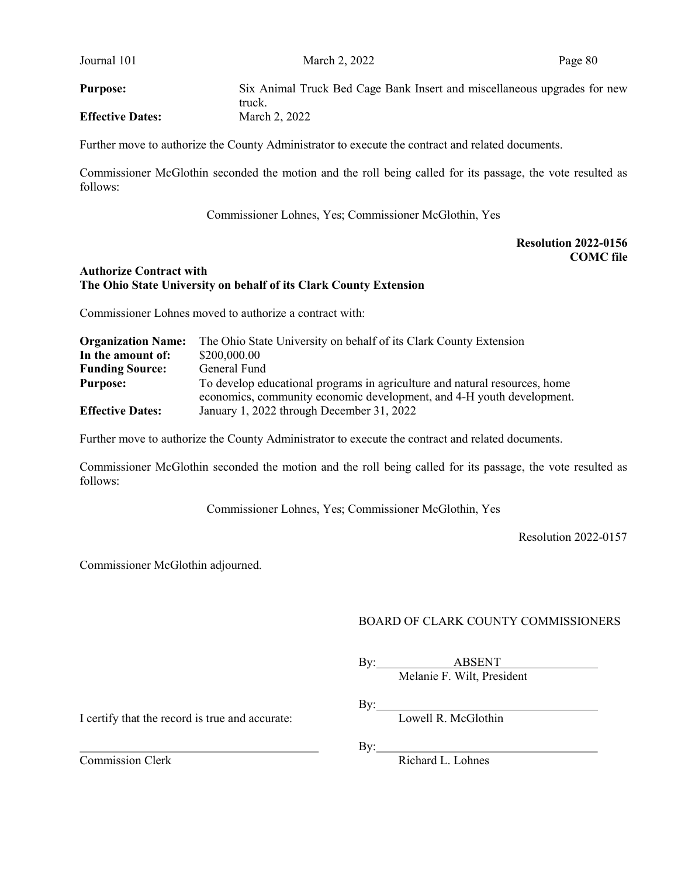| | |
|---|---|
| **Purpose:** | Six Animal Truck Bed Cage Bank Insert and miscellaneous upgrades for new truck. |
| **Effective Dates:** | March 2, 2022 |

Further move to authorize the County Administrator to execute the contract and related documents.

Commissioner McGlothin seconded the motion and the roll being called for its passage, the vote resulted as follows:

Commissioner Lohnes, Yes; Commissioner McGlothin, Yes

**Resolution 2022-0156**
**COMC file**

**Authorize Contract with**
**The Ohio State University on behalf of its Clark County Extension**

Commissioner Lohnes moved to authorize a contract with:

| | |
|---|---|
| **Organization Name:** | The Ohio State University on behalf of its Clark County Extension |
| **In the amount of:** | $200,000.00 |
| **Funding Source:** | General Fund |
| **Purpose:** | To develop educational programs in agriculture and natural resources, home economics, community economic development, and 4-H youth development. |
| **Effective Dates:** | January 1, 2022 through December 31, 2022 |

Further move to authorize the County Administrator to execute the contract and related documents.

Commissioner McGlothin seconded the motion and the roll being called for its passage, the vote resulted as follows:

Commissioner Lohnes, Yes; Commissioner McGlothin, Yes

Resolution 2022-0157

Commissioner McGlothin adjourned.

BOARD OF CLARK COUNTY COMMISSIONERS

By: ABSENT
Melanie F. Wilt, President

I certify that the record is true and accurate:

By: \_\_\_\_\_\_\_\_\_\_\_\_\_\_\_\_\_\_\_\_
Lowell R. McGlothin

\_\_\_\_\_\_\_\_\_\_\_\_\_\_\_\_\_\_\_\_
Commission Clerk

By: \_\_\_\_\_\_\_\_\_\_\_\_\_\_\_\_\_\_\_\_
Richard L. Lohnes